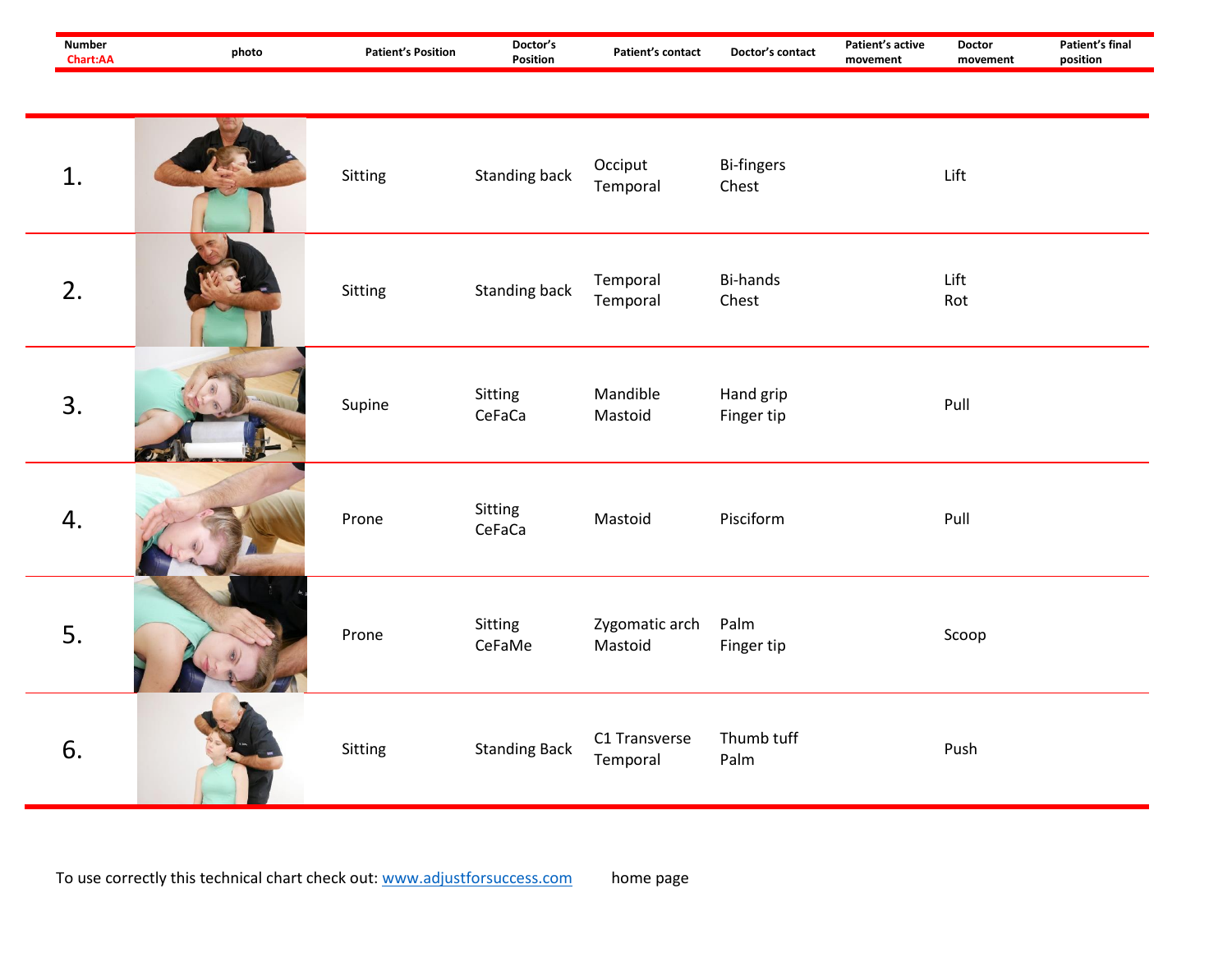| Number Chart:AA | photo | Patient's Position | Doctor's Position | Patient's contact | Doctor's contact | Patient's active movement | Doctor movement | Patient's final position |
|---|---|---|---|---|---|---|---|---|
| 1. | | Sitting | Standing back | Occiput<br>Temporal | Bi-fingers<br>Chest | | Lift | |
| 2. | | Sitting | Standing back | Temporal<br>Temporal | Bi-hands<br>Chest | | Lift<br>Rot | |
| 3. | | Supine | Sitting<br>CeFaCa | Mandible<br>Mastoid | Hand grip<br>Finger tip | | Pull | |
| 4. | | Prone | Sitting<br>CeFaCa | Mastoid | Pisciform | | Pull | |
| 5. | | Prone | Sitting<br>CeFaMe | Zygomatic arch<br>Mastoid | Palm<br>Finger tip | | Scoop | |
| 6. | | Sitting | Standing Back | C1 Transverse<br>Temporal | Thumb tuff<br>Palm | | Push | |

To use correctly this technical chart check out: www.adjustforsuccess.com home page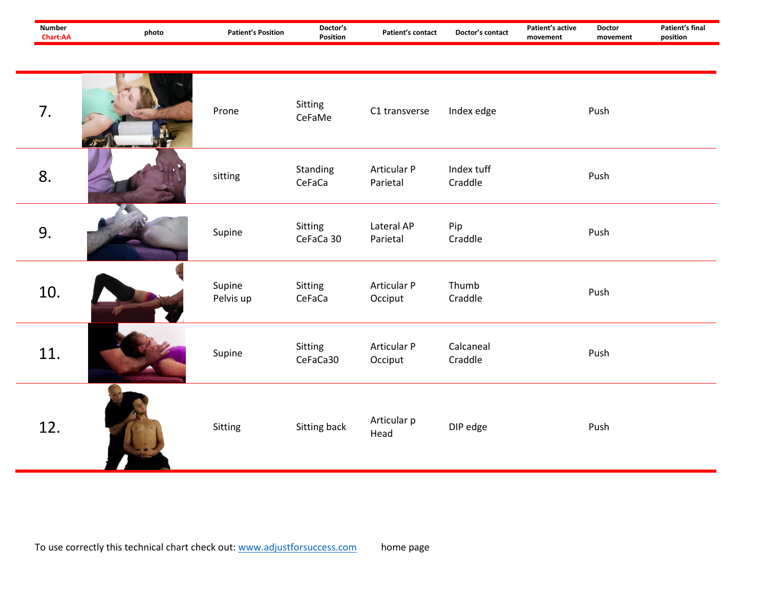| Number Chart:AA | photo | Patient's Position | Doctor's Position | Patient's contact | Doctor's contact | Patient's active movement | Doctor movement | Patient's final position |
|---|---|---|---|---|---|---|---|---|
| 7. | | Prone | Sitting CeFaMe | C1 transverse | Index edge | | Push | |
| 8. | | sitting | Standing CeFaCa | Articular P Parietal | Index tuff Craddle | | Push | |
| 9. | | Supine | Sitting CeFaCa 30 | Lateral AP Parietal | Pip Craddle | | Push | |
| 10. | | Supine Pelvis up | Sitting CeFaCa | Articular P Occiput | Thumb Craddle | | Push | |
| 11. | | Supine | Sitting CeFaCa30 | Articular P Occiput | Calcaneal Craddle | | Push | |
| 12. | | Sitting | Sitting back | Articular p Head | DIP edge | | Push | |

To use correctly this technical chart check out: [www.adjustforsuccess.com](http://www.adjustforsuccess.com) home page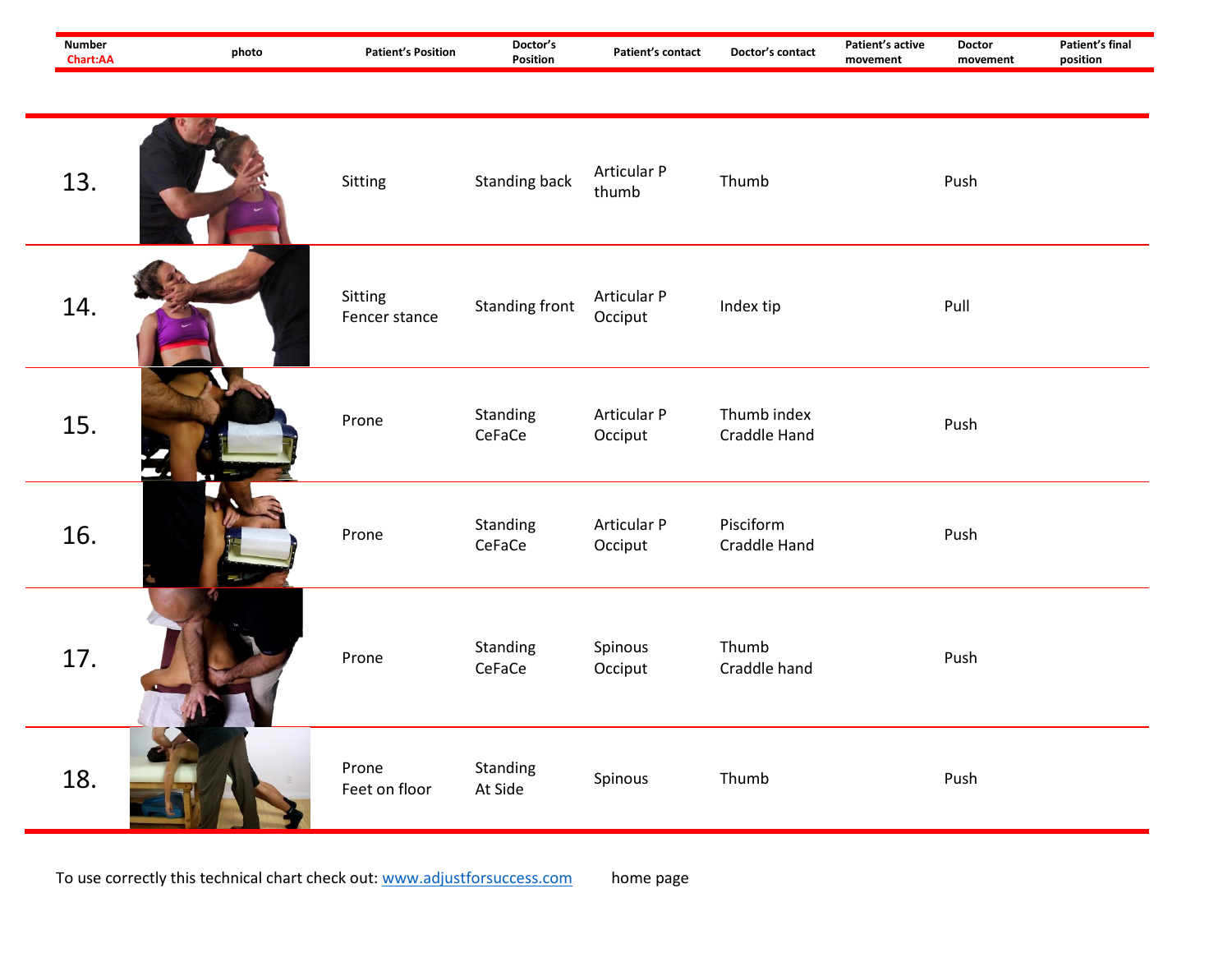| Number Chart:AA | photo | Patient's Position | Doctor's Position | Patient's contact | Doctor's contact | Patient's active movement | Doctor movement | Patient's final position |
|---|---|---|---|---|---|---|---|---|
| 13. | | Sitting | Standing back | Articular P thumb | Thumb | | Push | |
| 14. | | Sitting Fencer stance | Standing front | Articular P Occiput | Index tip | | Pull | |
| 15. | | Prone | Standing CeFaCe | Articular P Occiput | Thumb index Craddle Hand | | Push | |
| 16. | | Prone | Standing CeFaCe | Articular P Occiput | Pisciform Craddle Hand | | Push | |
| 17. | | Prone | Standing CeFaCe | Spinous Occiput | Thumb Craddle hand | | Push | |
| 18. | | Prone Feet on floor | Standing At Side | Spinous | Thumb | | Push | |

To use correctly this technical chart check out: [www.adjustforsuccess.com](http://www.adjustforsuccess.com) home page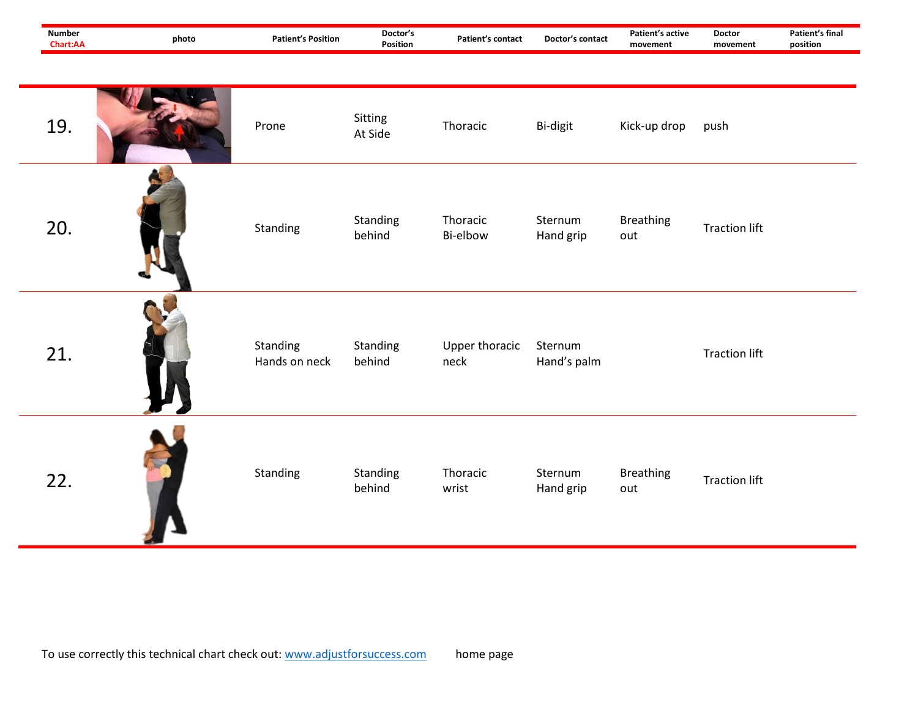| Number Chart:AA | photo | Patient's Position | Doctor's Position | Patient's contact | Doctor's contact | Patient's active movement | Doctor movement | Patient's final position |
|---|---|---|---|---|---|---|---|---|
| 19. | | Prone | Sitting At Side | Thoracic | Bi-digit | Kick-up drop | push | |
| 20. | | Standing | Standing behind | Thoracic Bi-elbow | Sternum Hand grip | Breathing out | Traction lift | |
| 21. | | Standing Hands on neck | Standing behind | Upper thoracic neck | Sternum Hand's palm | | Traction lift | |
| 22. | | Standing | Standing behind | Thoracic wrist | Sternum Hand grip | Breathing out | Traction lift | |

To use correctly this technical chart check out: [www.adjustforsuccess.com](http://www.adjustforsuccess.com) home page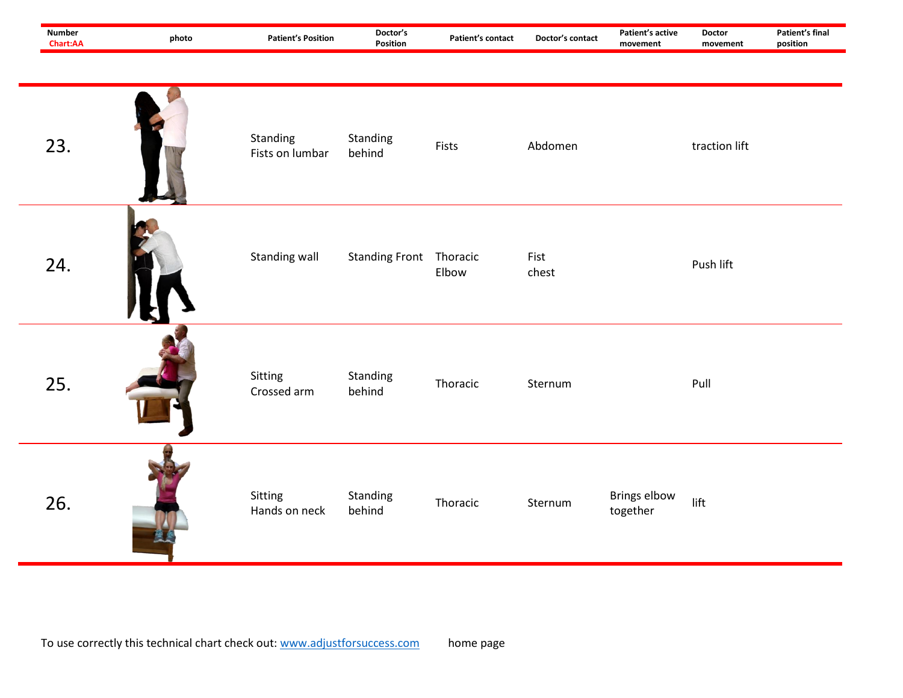| Number Chart:AA | photo | Patient's Position | Doctor's Position | Patient's contact | Doctor's contact | Patient's active movement | Doctor movement | Patient's final position |
|---|---|---|---|---|---|---|---|---|
| 23. | | Standing Fists on lumbar | Standing behind | Fists | Abdomen | | traction lift | |
| 24. | | Standing wall | Standing Front | Thoracic Elbow | Fist chest | | Push lift | |
| 25. | | Sitting Crossed arm | Standing behind | Thoracic | Sternum | | Pull | |
| 26. | | Sitting Hands on neck | Standing behind | Thoracic | Sternum | Brings elbow together | lift | |

To use correctly this technical chart check out: [www.adjustforsuccess.com](http://www.adjustforsuccess.com) home page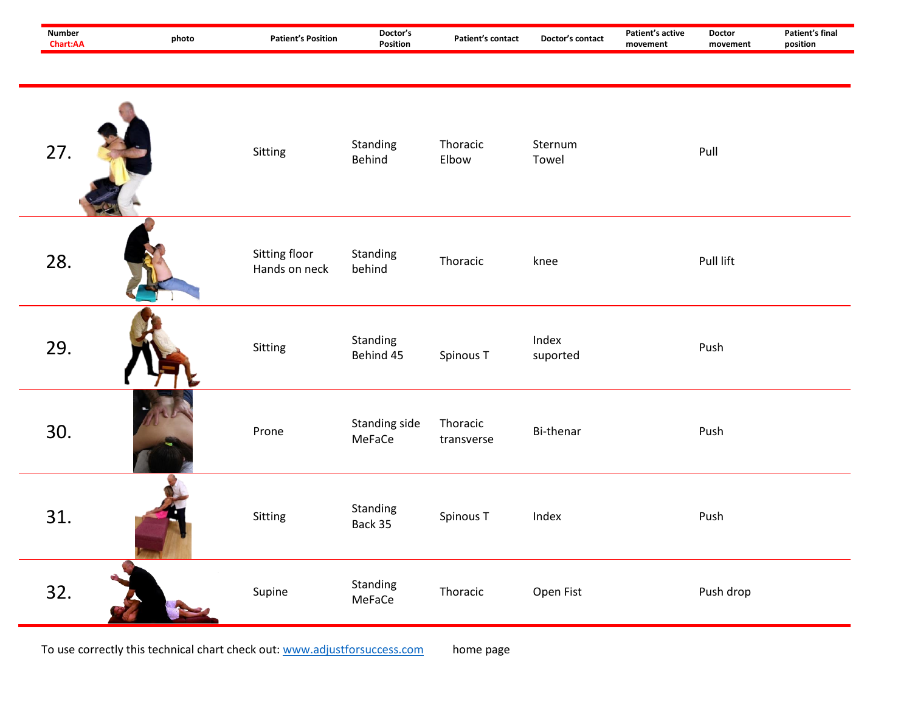| Number Chart:AA | photo | Patient's Position | Doctor's Position | Patient's contact | Doctor's contact | Patient's active movement | Doctor movement | Patient's final position |
|---|---|---|---|---|---|---|---|---|
| 27. | | Sitting | Standing Behind | Thoracic Elbow | Sternum Towel | | Pull | |
| 28. | | Sitting floor Hands on neck | Standing behind | Thoracic | knee | | Pull lift | |
| 29. | | Sitting | Standing Behind 45 | Spinous T | Index suported | | Push | |
| 30. | | Prone | Standing side MeFaCe | Thoracic transverse | Bi-thenar | | Push | |
| 31. | | Sitting | Standing Back 35 | Spinous T | Index | | Push | |
| 32. | | Supine | Standing MeFaCe | Thoracic | Open Fist | | Push drop | |

To use correctly this technical chart check out: [www.adjustforsuccess.com](http://www.adjustforsuccess.com) home page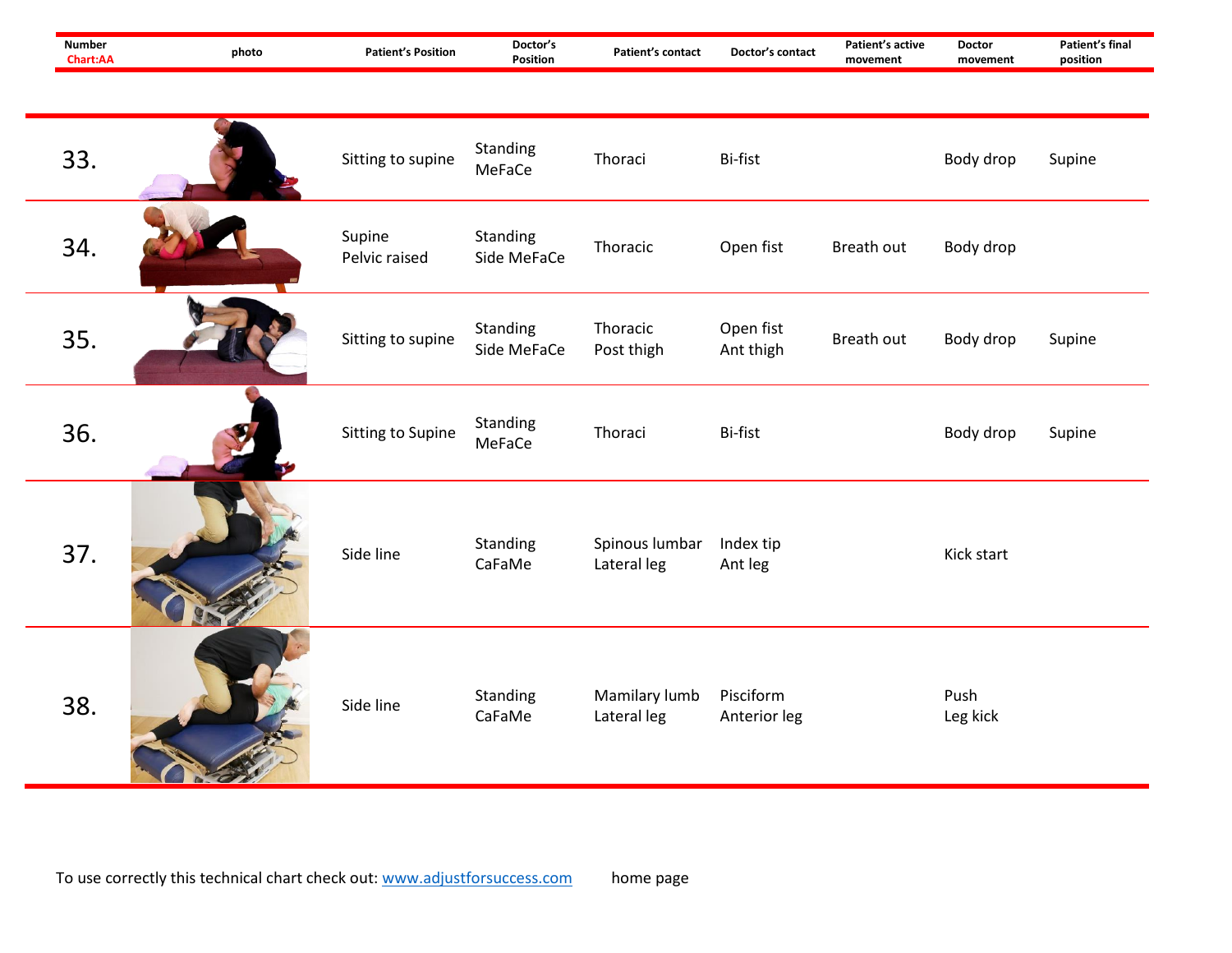| Number Chart:AA | photo | Patient's Position | Doctor's Position | Patient's contact | Doctor's contact | Patient's active movement | Doctor movement | Patient's final position |
|---|---|---|---|---|---|---|---|---|
| 33. | | Sitting to supine | Standing MeFaCe | Thoraci | Bi-fist | | Body drop | Supine |
| 34. | | Supine Pelvic raised | Standing Side MeFaCe | Thoracic | Open fist | Breath out | Body drop | |
| 35. | | Sitting to supine | Standing Side MeFaCe | Thoracic Post thigh | Open fist Ant thigh | Breath out | Body drop | Supine |
| 36. | | Sitting to Supine | Standing MeFaCe | Thoraci | Bi-fist | | Body drop | Supine |
| 37. | | Side line | Standing CaFaMe | Spinous lumbar Lateral leg | Index tip Ant leg | | Kick start | |
| 38. | | Side line | Standing CaFaMe | Mamilary lumb Lateral leg | Pisciform Anterior leg | | Push Leg kick | |

To use correctly this technical chart check out: www.adjustforsuccess.com home page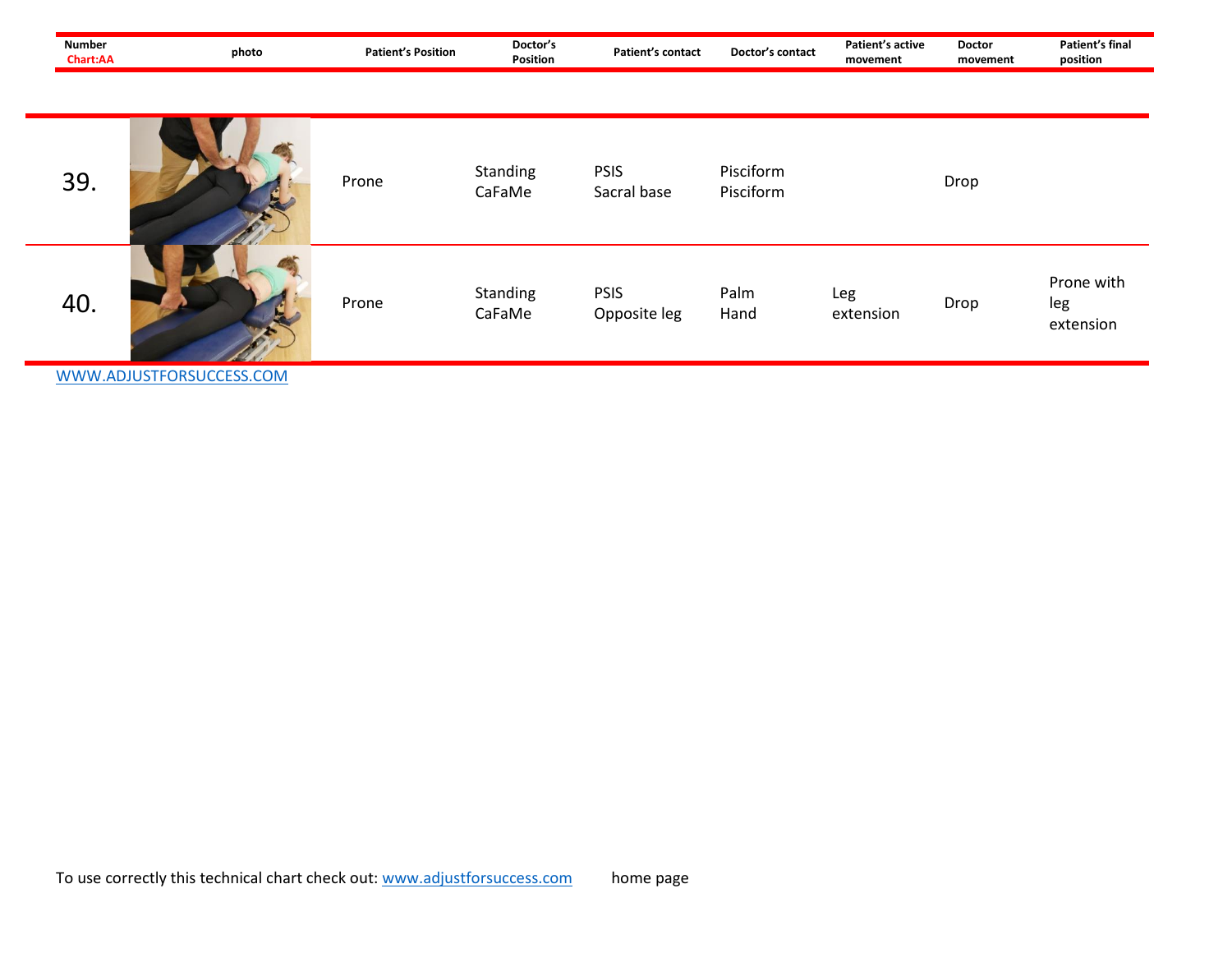| Number Chart:AA | photo | Patient's Position | Doctor's Position | Patient's contact | Doctor's contact | Patient's active movement | Doctor movement | Patient's final position |
|---|---|---|---|---|---|---|---|---|
| 39. | | Prone | Standing CaFaMe | PSIS Sacral base | Pisciform Pisciform | | Drop | |
| 40. | | Prone | Standing CaFaMe | PSIS Opposite leg | Palm Hand | Leg extension | Drop | Prone with leg extension |

WWW.ADJUSTFORSUCCESS.COM

To use correctly this technical chart check out: www.adjustforsuccess.com home page